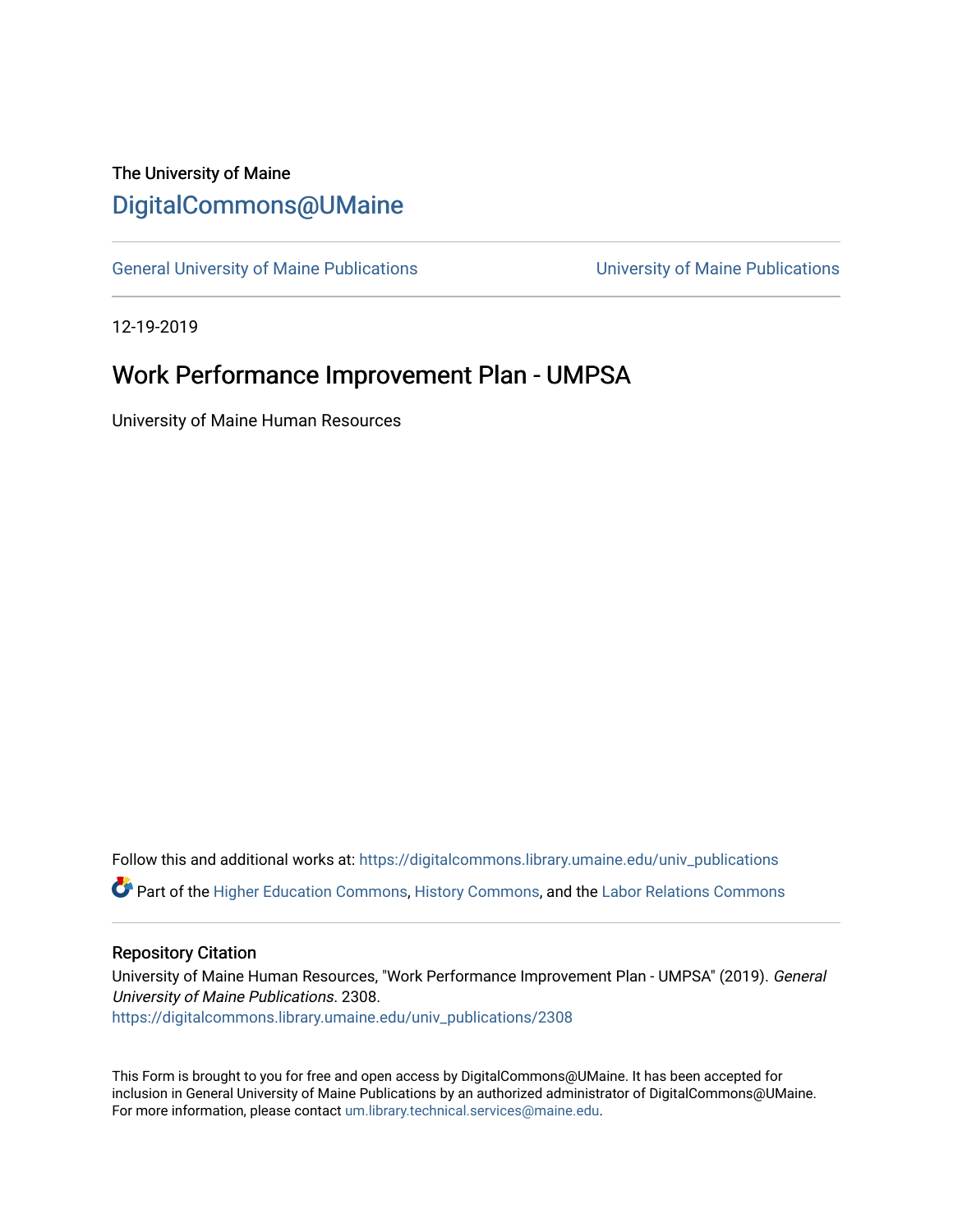The University of Maine

# DigitalCommons@UMaine

General University of Maine Publications | University of Maine Publications

12-19-2019

## Work Performance Improvement Plan - UMPSA

University of Maine Human Resources

Follow this and additional works at: https://digitalcommons.library.umaine.edu/univ_publications

Part of the Higher Education Commons, History Commons, and the Labor Relations Commons

### Repository Citation

University of Maine Human Resources, "Work Performance Improvement Plan - UMPSA" (2019). *General University of Maine Publications*. 2308.
https://digitalcommons.library.umaine.edu/univ_publications/2308

This Form is brought to you for free and open access by DigitalCommons@UMaine. It has been accepted for inclusion in General University of Maine Publications by an authorized administrator of DigitalCommons@UMaine. For more information, please contact um.library.technical.services@maine.edu.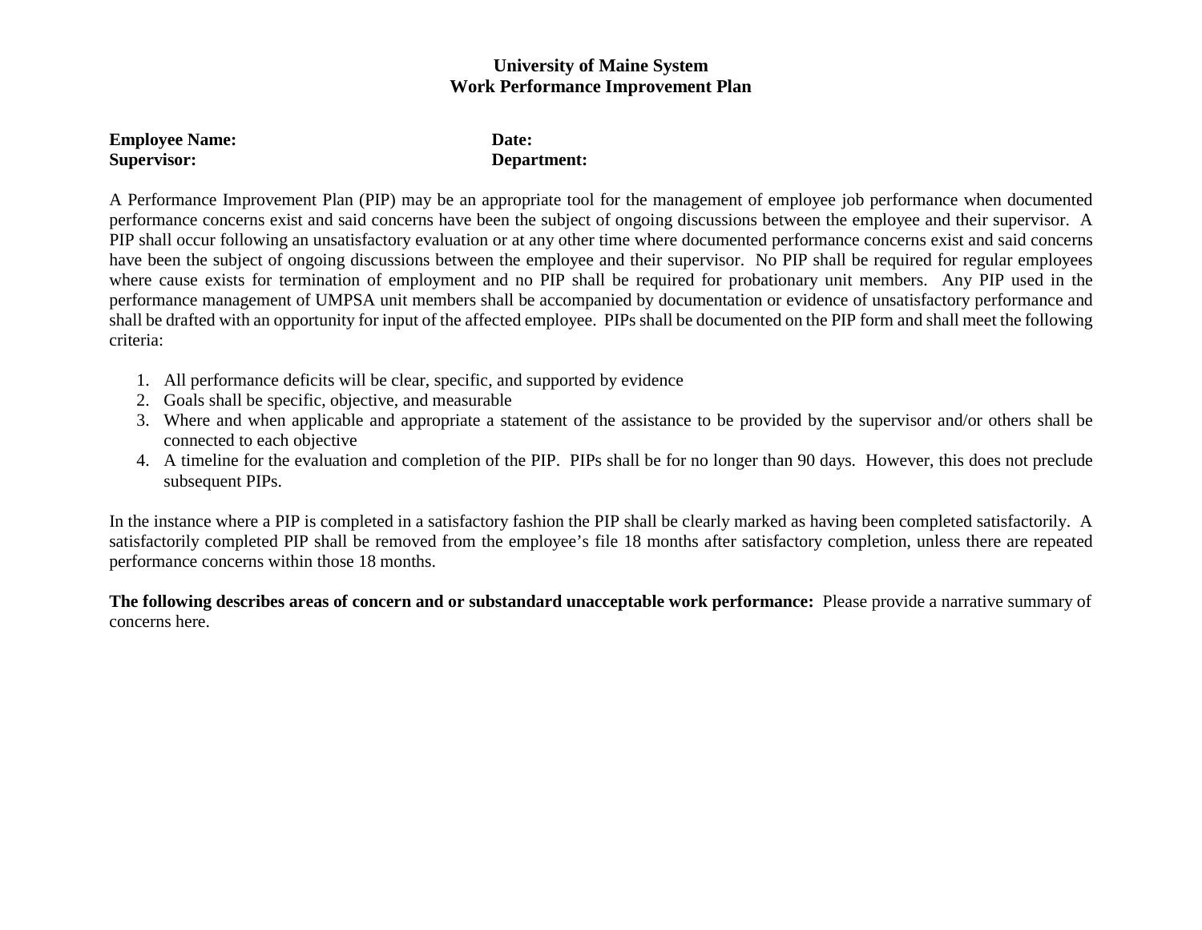**University of Maine System**
**Work Performance Improvement Plan**

**Employee Name:** | **Date:**
**Supervisor:** | **Department:**

A Performance Improvement Plan (PIP) may be an appropriate tool for the management of employee job performance when documented performance concerns exist and said concerns have been the subject of ongoing discussions between the employee and their supervisor. A PIP shall occur following an unsatisfactory evaluation or at any other time where documented performance concerns exist and said concerns have been the subject of ongoing discussions between the employee and their supervisor. No PIP shall be required for regular employees where cause exists for termination of employment and no PIP shall be required for probationary unit members. Any PIP used in the performance management of UMPSA unit members shall be accompanied by documentation or evidence of unsatisfactory performance and shall be drafted with an opportunity for input of the affected employee. PIPs shall be documented on the PIP form and shall meet the following criteria:

1. All performance deficits will be clear, specific, and supported by evidence
2. Goals shall be specific, objective, and measurable
3. Where and when applicable and appropriate a statement of the assistance to be provided by the supervisor and/or others shall be connected to each objective
4. A timeline for the evaluation and completion of the PIP. PIPs shall be for no longer than 90 days. However, this does not preclude subsequent PIPs.

In the instance where a PIP is completed in a satisfactory fashion the PIP shall be clearly marked as having been completed satisfactorily. A satisfactorily completed PIP shall be removed from the employee's file 18 months after satisfactory completion, unless there are repeated performance concerns within those 18 months.

**The following describes areas of concern and or substandard unacceptable work performance:** Please provide a narrative summary of concerns here.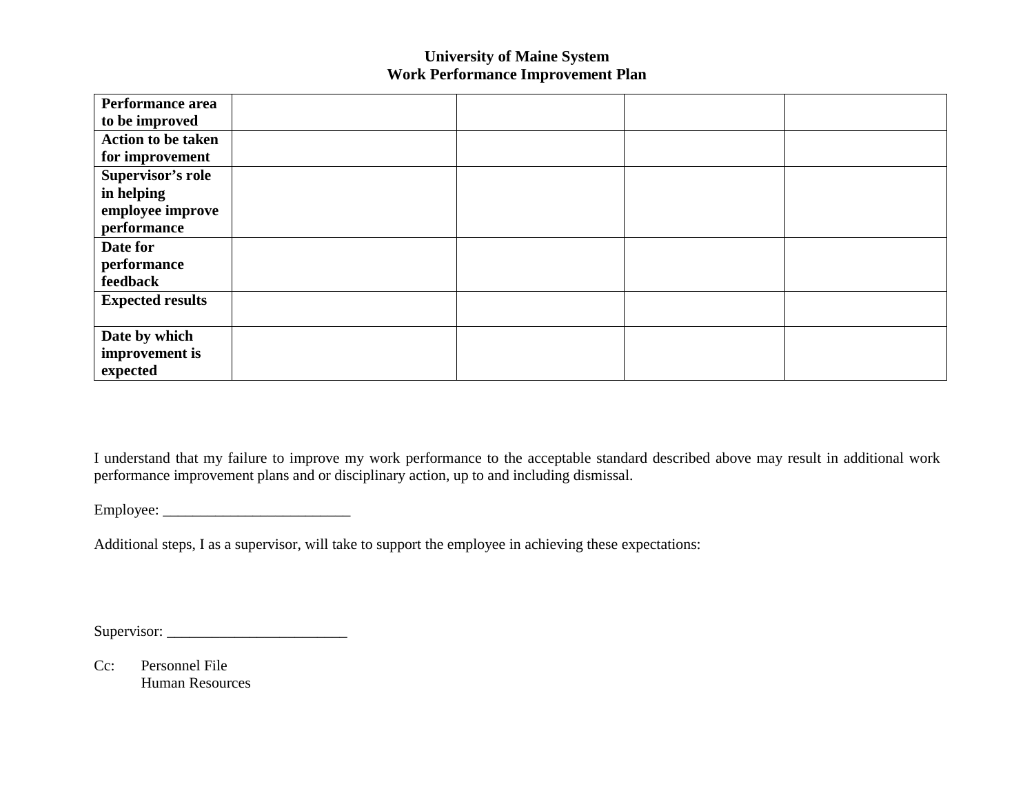**University of Maine System**
**Work Performance Improvement Plan**

| | | | | |
|---|---|---|---|---|
| **Performance area to be improved** | | | | |
| **Action to be taken for improvement** | | | | |
| **Supervisor's role in helping employee improve performance** | | | | |
| **Date for performance feedback** | | | | |
| **Expected results** | | | | |
| **Date by which improvement is expected** | | | | |

I understand that my failure to improve my work performance to the acceptable standard described above may result in additional work performance improvement plans and or disciplinary action, up to and including dismissal.

Employee: _________________________

Additional steps, I as a supervisor, will take to support the employee in achieving these expectations:

Supervisor: ________________________

Cc: Personnel File
Human Resources